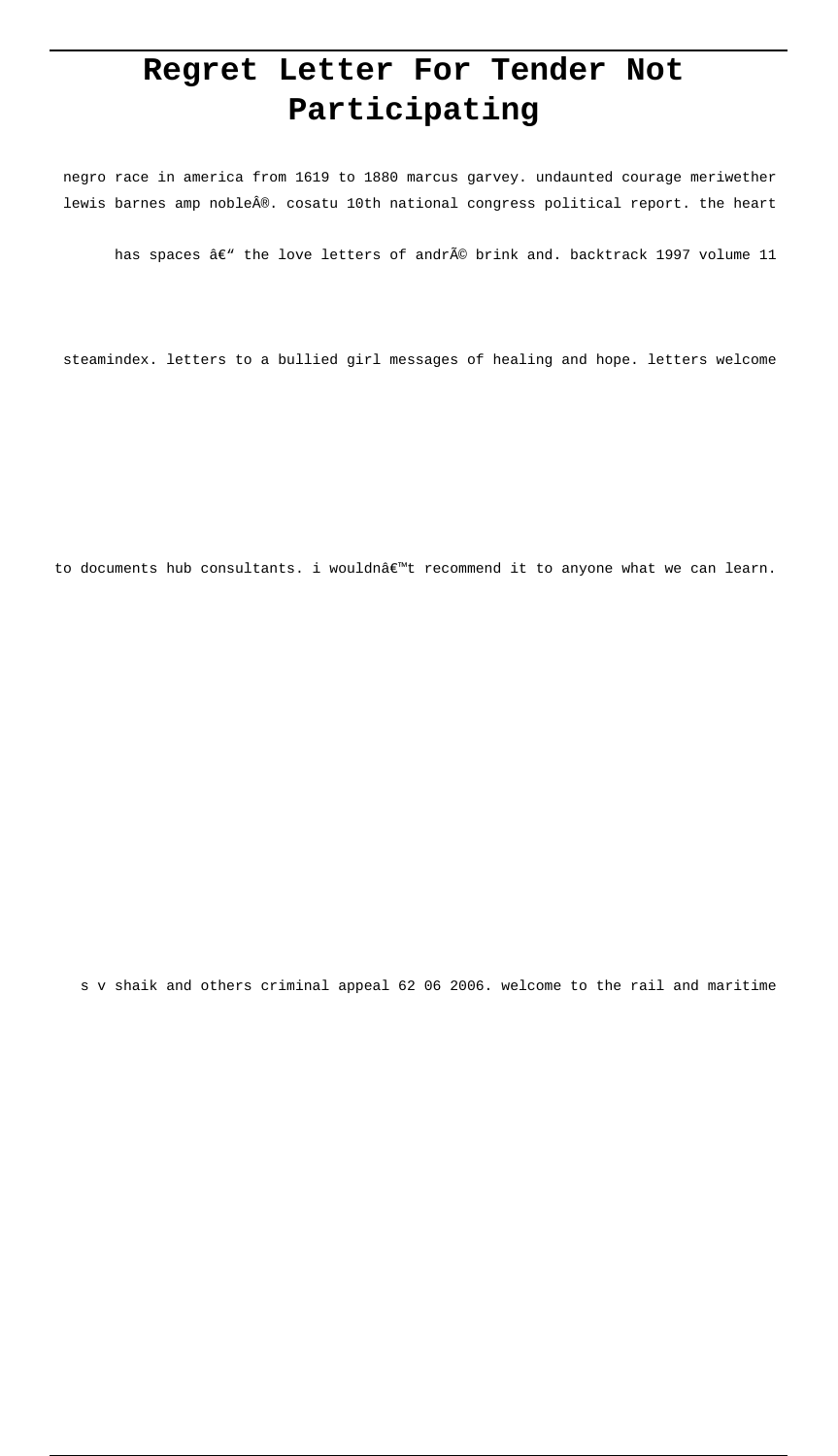# Regret Letter For Tender Not Participating

negro race in america from 1619 to 1880 marcus garvey. undaunted courage meriwether lewis barnes amp nobleÂ®. cosatu 10th national congress political report. the heart has spaces â€" the love letters of andrÃ© brink and. backtrack 1997 volume 11 steamindex. letters to a bullied girl messages of healing and hope. letters welcome to documents hub consultants. i wouldnâ€™t recommend it to anyone what we can learn. s v shaik and others criminal appeal 62 06 2006. welcome to the rail and maritime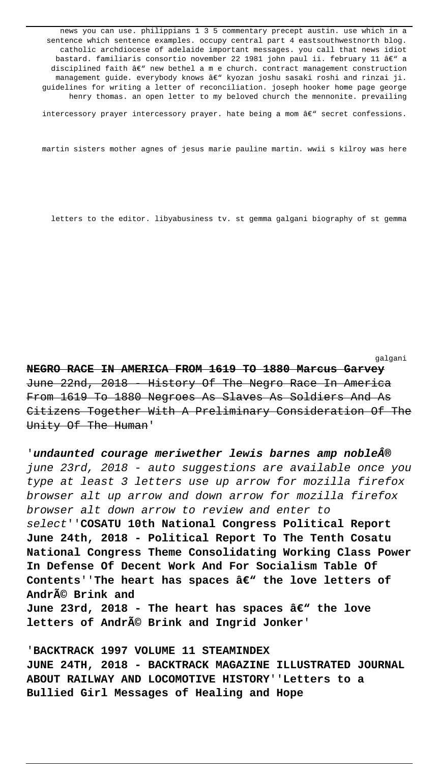news you can use. philippians 1 3 5 commentary precept austin. use which in a sentence which sentence examples. occupy central part 4 eastsouthwestnorth blog. catholic archdiocese of adelaide important messages. you call that news idiot bastard. familiaris consortio november 22 1981 john paul ii. february 11 â€" a disciplined faith â€" new bethel a m e church. contract management construction management guide. everybody knows â€" kyozan joshu sasaki roshi and rinzai ji. guidelines for writing a letter of reconciliation. joseph hooker home page george henry thomas. an open letter to my beloved church the mennonite. prevailing intercessory prayer intercessory prayer. hate being a mom â€" secret confessions. martin sisters mother agnes of jesus marie pauline martin. wwii s kilroy was here letters to the editor. libyabusiness tv. st gemma galgani biography of st gemma galgani

**~~NEGRO RACE IN AMERICA FROM 1619 TO 1880 Marcus Garvey~~**
~~June 22nd, 2018 - History Of The Negro Race In America From 1619 To 1880 Negroes As Slaves As Soldiers And As Citizens Together With A Preliminary Consideration Of The Unity Of The Human~~'

'***undaunted courage meriwether lewis barnes amp nobleÂ®***
*june 23rd, 2018 - auto suggestions are available once you type at least 3 letters use up arrow for mozilla firefox browser alt up arrow and down arrow for mozilla firefox browser alt down arrow to review and enter to select*''**COSATU 10th National Congress Political Report June 24th, 2018 - Political Report To The Tenth Cosatu National Congress Theme Consolidating Working Class Power In Defense Of Decent Work And For Socialism Table Of Contents**''**The heart has spaces â€" the love letters of AndrÃ© Brink and**
**June 23rd, 2018 - The heart has spaces â€" the love letters of AndrÃ© Brink and Ingrid Jonker**'

'**BACKTRACK 1997 VOLUME 11 STEAMINDEX**
**JUNE 24TH, 2018 - BACKTRACK MAGAZINE ILLUSTRATED JOURNAL ABOUT RAILWAY AND LOCOMOTIVE HISTORY**''**Letters to a Bullied Girl Messages of Healing and Hope**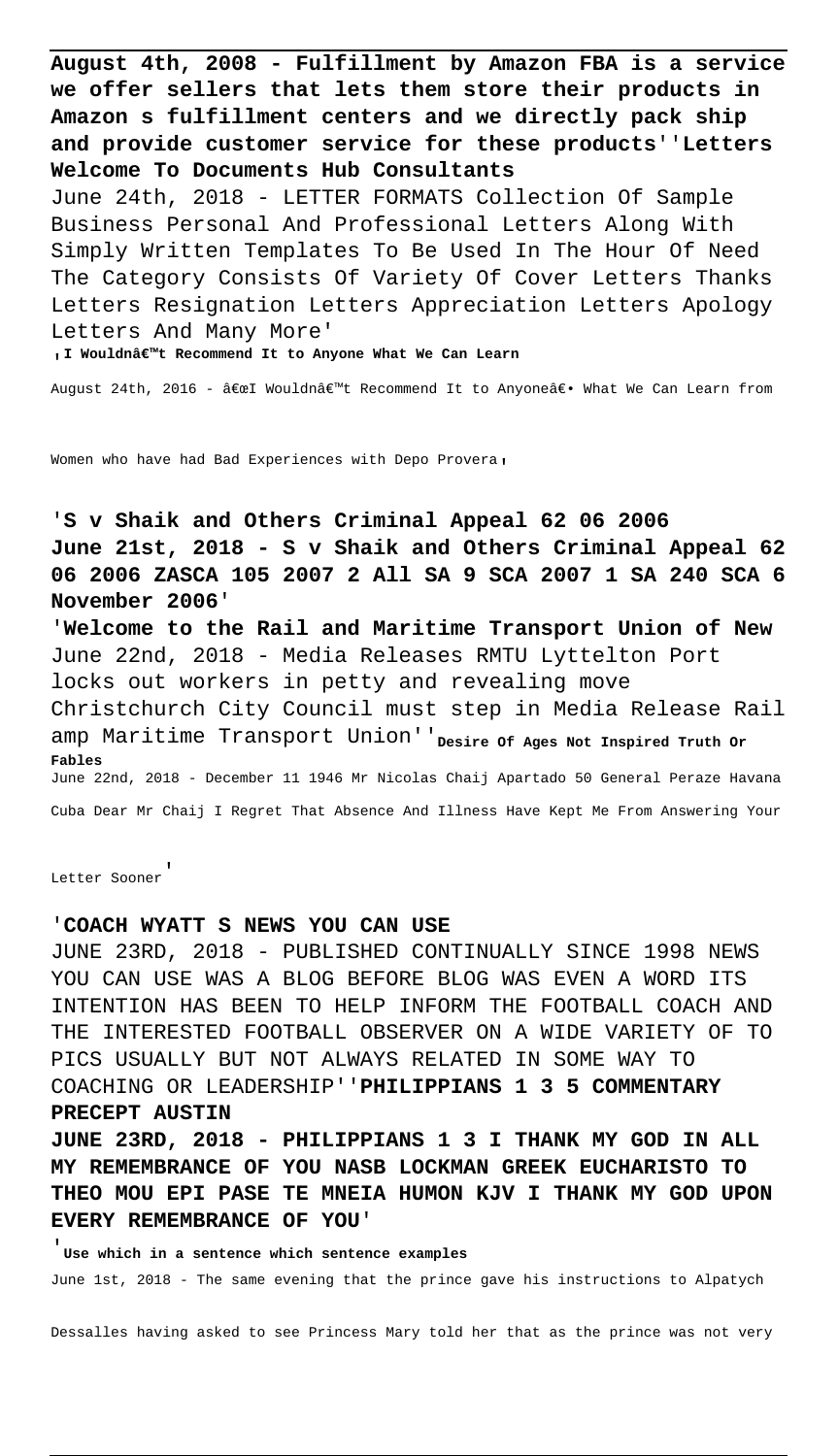**August 4th, 2008 - Fulfillment by Amazon FBA is a service we offer sellers that lets them store their products in Amazon s fulfillment centers and we directly pack ship and provide customer service for these products''Letters Welcome To Documents Hub Consultants**

June 24th, 2018 - LETTER FORMATS Collection Of Sample Business Personal And Professional Letters Along With Simply Written Templates To Be Used In The Hour Of Need The Category Consists Of Variety Of Cover Letters Thanks Letters Resignation Letters Appreciation Letters Apology Letters And Many More'

'**I Wouldnâ€™t Recommend It to Anyone What We Can Learn**

August 24th, 2016 - â€œI Wouldnâ€™t Recommend It to Anyoneâ€• What We Can Learn from Women who have had Bad Experiences with Depo Provera'

'**S v Shaik and Others Criminal Appeal 62 06 2006**

**June 21st, 2018 - S v Shaik and Others Criminal Appeal 62 06 2006 ZASCA 105 2007 2 All SA 9 SCA 2007 1 SA 240 SCA 6 November 2006**'

'**Welcome to the Rail and Maritime Transport Union of New**

June 22nd, 2018 - Media Releases RMTU Lyttelton Port locks out workers in petty and revealing move Christchurch City Council must step in Media Release Rail amp Maritime Transport Union''**Desire Of Ages Not Inspired Truth Or Fables**

June 22nd, 2018 - December 11 1946 Mr Nicolas Chaij Apartado 50 General Peraze Havana Cuba Dear Mr Chaij I Regret That Absence And Illness Have Kept Me From Answering Your Letter Sooner'

'**COACH WYATT S NEWS YOU CAN USE**

JUNE 23RD, 2018 - PUBLISHED CONTINUALLY SINCE 1998 NEWS YOU CAN USE WAS A BLOG BEFORE BLOG WAS EVEN A WORD ITS INTENTION HAS BEEN TO HELP INFORM THE FOOTBALL COACH AND THE INTERESTED FOOTBALL OBSERVER ON A WIDE VARIETY OF TO PICS USUALLY BUT NOT ALWAYS RELATED IN SOME WAY TO COACHING OR LEADERSHIP''**PHILIPPIANS 1 3 5 COMMENTARY PRECEPT AUSTIN**

**JUNE 23RD, 2018 - PHILIPPIANS 1 3 I THANK MY GOD IN ALL MY REMEMBRANCE OF YOU NASB LOCKMAN GREEK EUCHARISTO TO THEO MOU EPI PASE TE MNEIA HUMON KJV I THANK MY GOD UPON EVERY REMEMBRANCE OF YOU**'

'**Use which in a sentence which sentence examples**

June 1st, 2018 - The same evening that the prince gave his instructions to Alpatych Dessalles having asked to see Princess Mary told her that as the prince was not very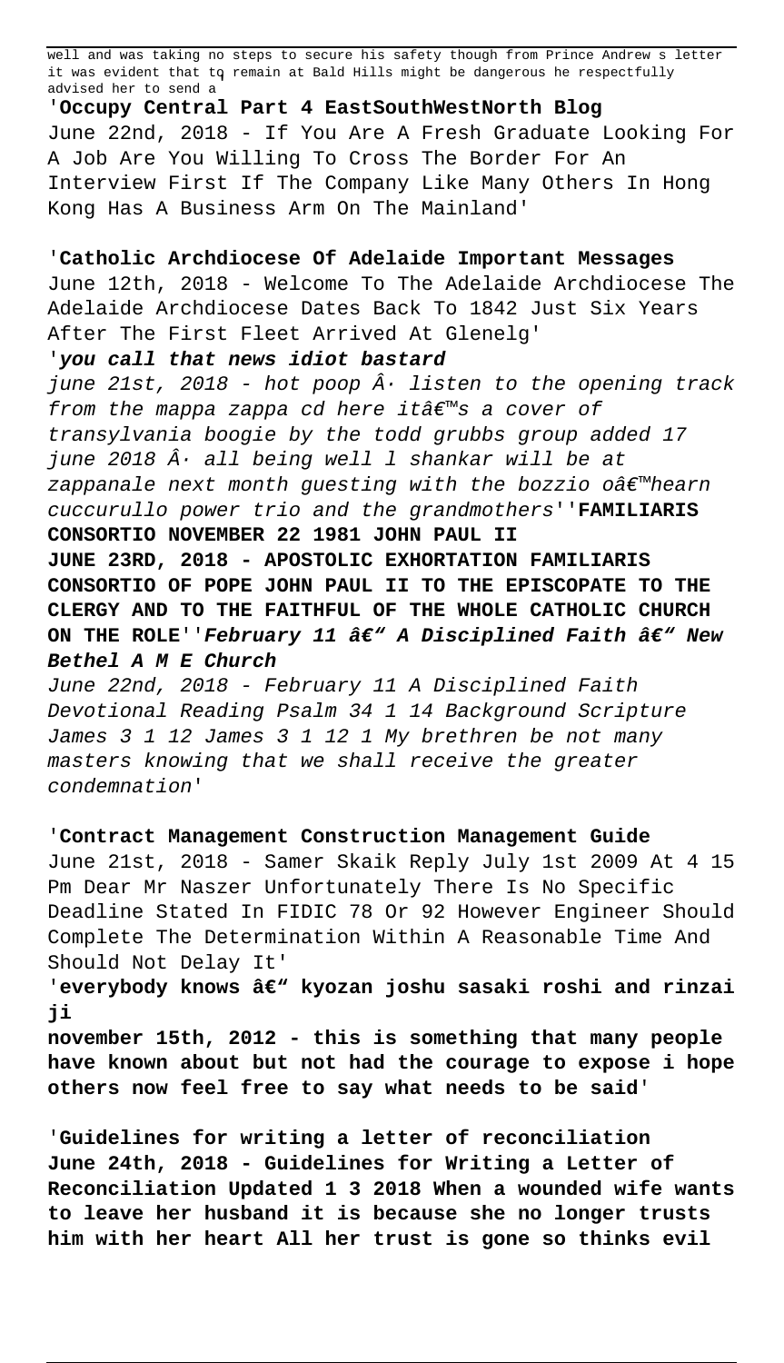well and was taking no steps to secure his safety though from Prince Andrew s letter it was evident that to remain at Bald Hills might be dangerous he respectfully advised her to send a

'**Occupy Central Part 4 EastSouthWestNorth Blog**
June 22nd, 2018 - If You Are A Fresh Graduate Looking For A Job Are You Willing To Cross The Border For An Interview First If The Company Like Many Others In Hong Kong Has A Business Arm On The Mainland'

'**Catholic Archdiocese Of Adelaide Important Messages**
June 12th, 2018 - Welcome To The Adelaide Archdiocese The Adelaide Archdiocese Dates Back To 1842 Just Six Years After The First Fleet Arrived At Glenelg'

'***you call that news idiot bastard***
*june 21st, 2018 - hot poop Â· listen to the opening track from the mappa zappa cd here itâ€™s a cover of transylvania boogie by the todd grubbs group added 17 june 2018 Â· all being well l shankar will be at zappanale next month guesting with the bozzio oâ€™hearn cuccurullo power trio and the grandmothers*''**FAMILIARIS CONSORTIO NOVEMBER 22 1981 JOHN PAUL II**
**JUNE 23RD, 2018 - APOSTOLIC EXHORTATION FAMILIARIS CONSORTIO OF POPE JOHN PAUL II TO THE EPISCOPATE TO THE CLERGY AND TO THE FAITHFUL OF THE WHOLE CATHOLIC CHURCH ON THE ROLE**''***February 11 â€" A Disciplined Faith â€" New Bethel A M E Church***
*June 22nd, 2018 - February 11 A Disciplined Faith Devotional Reading Psalm 34 1 14 Background Scripture James 3 1 12 James 3 1 12 1 My brethren be not many masters knowing that we shall receive the greater condemnation*'

'**Contract Management Construction Management Guide**
June 21st, 2018 - Samer Skaik Reply July 1st 2009 At 4 15 Pm Dear Mr Naszer Unfortunately There Is No Specific Deadline Stated In FIDIC 78 Or 92 However Engineer Should Complete The Determination Within A Reasonable Time And Should Not Delay It'

'**everybody knows â€" kyozan joshu sasaki roshi and rinzai ji**
**november 15th, 2012 - this is something that many people have known about but not had the courage to expose i hope others now feel free to say what needs to be said**'

'**Guidelines for writing a letter of reconciliation**
**June 24th, 2018 - Guidelines for Writing a Letter of Reconciliation Updated 1 3 2018 When a wounded wife wants to leave her husband it is because she no longer trusts him with her heart All her trust is gone so thinks evil**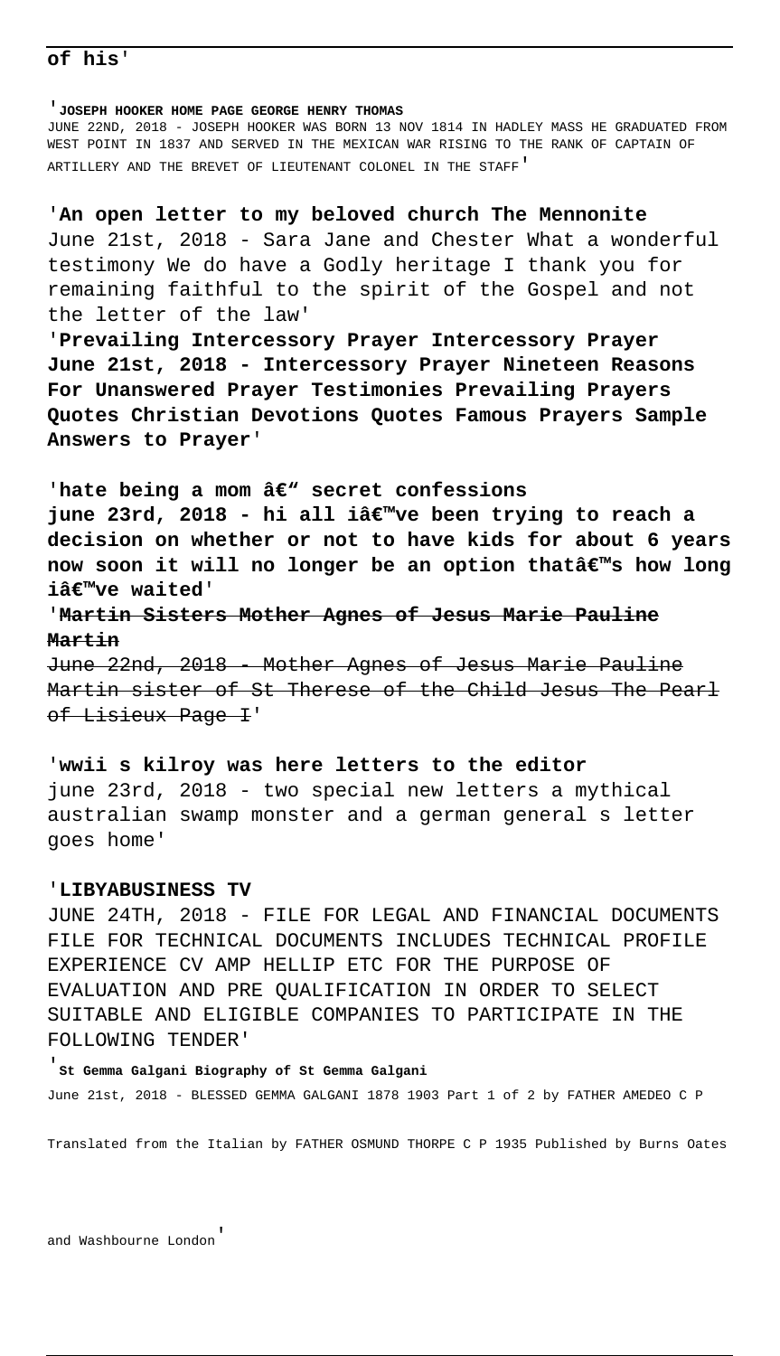**of his'**

'**JOSEPH HOOKER HOME PAGE GEORGE HENRY THOMAS**
JUNE 22ND, 2018 - JOSEPH HOOKER WAS BORN 13 NOV 1814 IN HADLEY MASS HE GRADUATED FROM WEST POINT IN 1837 AND SERVED IN THE MEXICAN WAR RISING TO THE RANK OF CAPTAIN OF ARTILLERY AND THE BREVET OF LIEUTENANT COLONEL IN THE STAFF'

'**An open letter to my beloved church The Mennonite**
June 21st, 2018 - Sara Jane and Chester What a wonderful testimony We do have a Godly heritage I thank you for remaining faithful to the spirit of the Gospel and not the letter of the law'

'**Prevailing Intercessory Prayer Intercessory Prayer June 21st, 2018 - Intercessory Prayer Nineteen Reasons For Unanswered Prayer Testimonies Prevailing Prayers Quotes Christian Devotions Quotes Famous Prayers Sample Answers to Prayer**'

'**hate being a mom â€" secret confessions**
**june 23rd, 2018 - hi all iâ€™ve been trying to reach a decision on whether or not to have kids for about 6 years now soon it will no longer be an option thatâ€™s how long iâ€™ve waited**'

'~~**Martin Sisters Mother Agnes of Jesus Marie Pauline Martin**~~
~~June 22nd, 2018 - Mother Agnes of Jesus Marie Pauline Martin sister of St Therese of the Child Jesus The Pearl of Lisieux Page I~~'

'**wwii s kilroy was here letters to the editor**
june 23rd, 2018 - two special new letters a mythical australian swamp monster and a german general s letter goes home'

'**LIBYABUSINESS TV**
JUNE 24TH, 2018 - FILE FOR LEGAL AND FINANCIAL DOCUMENTS FILE FOR TECHNICAL DOCUMENTS INCLUDES TECHNICAL PROFILE EXPERIENCE CV AMP HELLIP ETC FOR THE PURPOSE OF EVALUATION AND PRE QUALIFICATION IN ORDER TO SELECT SUITABLE AND ELIGIBLE COMPANIES TO PARTICIPATE IN THE FOLLOWING TENDER'

'**St Gemma Galgani Biography of St Gemma Galgani**
June 21st, 2018 - BLESSED GEMMA GALGANI 1878 1903 Part 1 of 2 by FATHER AMEDEO C P Translated from the Italian by FATHER OSMUND THORPE C P 1935 Published by Burns Oates and Washbourne London'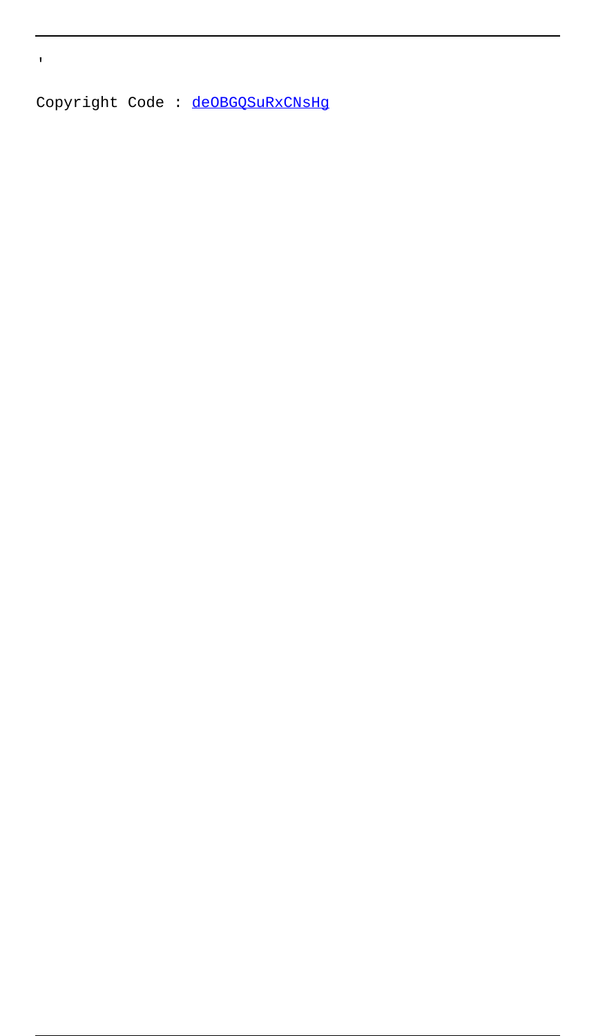'

Copyright Code : deOBGQSuRxCNsHg